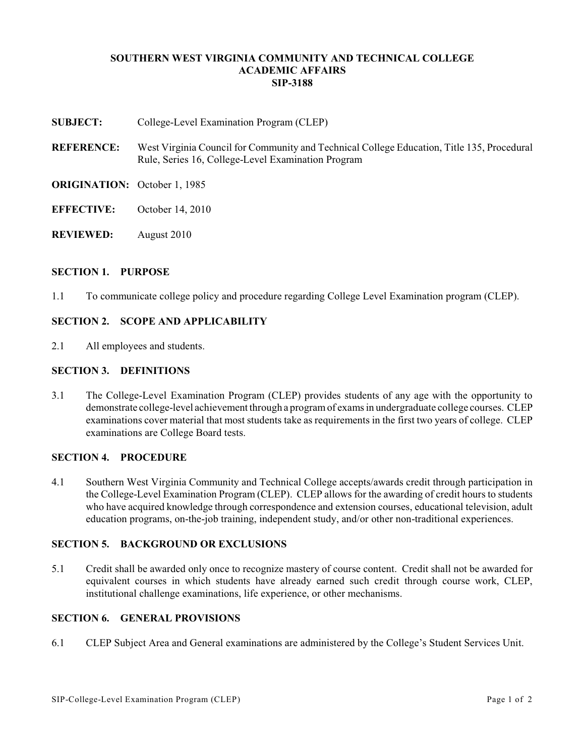# SOUTHERN WEST VIRGINIA COMMUNITY AND TECHNICAL COLLEGE
# ACADEMIC AFFAIRS
# SIP-3188

**SUBJECT:** College-Level Examination Program (CLEP)

**REFERENCE:** West Virginia Council for Community and Technical College Education, Title 135, Procedural Rule, Series 16, College-Level Examination Program

**ORIGINATION:** October 1, 1985

**EFFECTIVE:** October 14, 2010

**REVIEWED:** August 2010

## SECTION 1. PURPOSE

1.1 To communicate college policy and procedure regarding College Level Examination program (CLEP).

## SECTION 2. SCOPE AND APPLICABILITY

2.1 All employees and students.

## SECTION 3. DEFINITIONS

3.1 The College-Level Examination Program (CLEP) provides students of any age with the opportunity to demonstrate college-level achievement through a program of exams in undergraduate college courses. CLEP examinations cover material that most students take as requirements in the first two years of college. CLEP examinations are College Board tests.

## SECTION 4. PROCEDURE

4.1 Southern West Virginia Community and Technical College accepts/awards credit through participation in the College-Level Examination Program (CLEP). CLEP allows for the awarding of credit hours to students who have acquired knowledge through correspondence and extension courses, educational television, adult education programs, on-the-job training, independent study, and/or other non-traditional experiences.

## SECTION 5. BACKGROUND OR EXCLUSIONS

5.1 Credit shall be awarded only once to recognize mastery of course content. Credit shall not be awarded for equivalent courses in which students have already earned such credit through course work, CLEP, institutional challenge examinations, life experience, or other mechanisms.

## SECTION 6. GENERAL PROVISIONS

6.1 CLEP Subject Area and General examinations are administered by the College's Student Services Unit.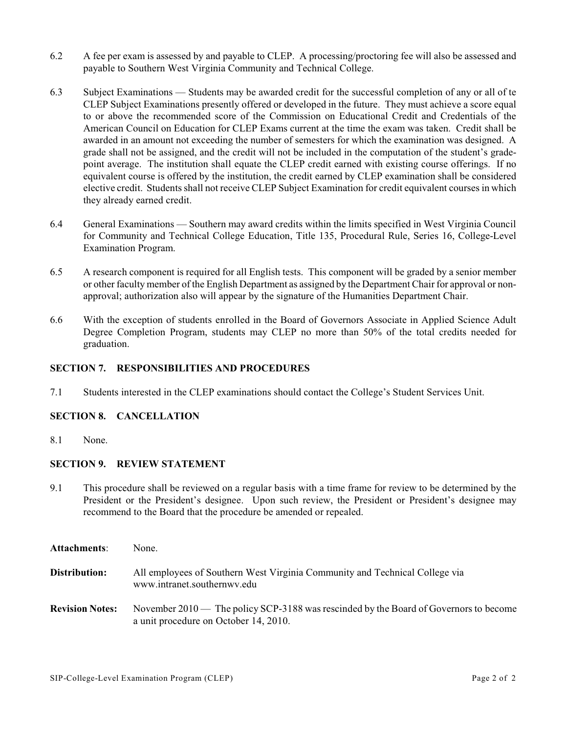6.2 A fee per exam is assessed by and payable to CLEP. A processing/proctoring fee will also be assessed and payable to Southern West Virginia Community and Technical College.

6.3 Subject Examinations — Students may be awarded credit for the successful completion of any or all of te CLEP Subject Examinations presently offered or developed in the future. They must achieve a score equal to or above the recommended score of the Commission on Educational Credit and Credentials of the American Council on Education for CLEP Exams current at the time the exam was taken. Credit shall be awarded in an amount not exceeding the number of semesters for which the examination was designed. A grade shall not be assigned, and the credit will not be included in the computation of the student's grade-point average. The institution shall equate the CLEP credit earned with existing course offerings. If no equivalent course is offered by the institution, the credit earned by CLEP examination shall be considered elective credit. Students shall not receive CLEP Subject Examination for credit equivalent courses in which they already earned credit.

6.4 General Examinations — Southern may award credits within the limits specified in West Virginia Council for Community and Technical College Education, Title 135, Procedural Rule, Series 16, College-Level Examination Program.

6.5 A research component is required for all English tests. This component will be graded by a senior member or other faculty member of the English Department as assigned by the Department Chair for approval or non-approval; authorization also will appear by the signature of the Humanities Department Chair.

6.6 With the exception of students enrolled in the Board of Governors Associate in Applied Science Adult Degree Completion Program, students may CLEP no more than 50% of the total credits needed for graduation.

## SECTION 7. RESPONSIBILITIES AND PROCEDURES

7.1 Students interested in the CLEP examinations should contact the College's Student Services Unit.

## SECTION 8. CANCELLATION

8.1 None.

## SECTION 9. REVIEW STATEMENT

9.1 This procedure shall be reviewed on a regular basis with a time frame for review to be determined by the President or the President's designee. Upon such review, the President or President's designee may recommend to the Board that the procedure be amended or repealed.

**Attachments**: None.

**Distribution:** All employees of Southern West Virginia Community and Technical College via www.intranet.southernwv.edu

**Revision Notes:** November 2010 — The policy SCP-3188 was rescinded by the Board of Governors to become a unit procedure on October 14, 2010.